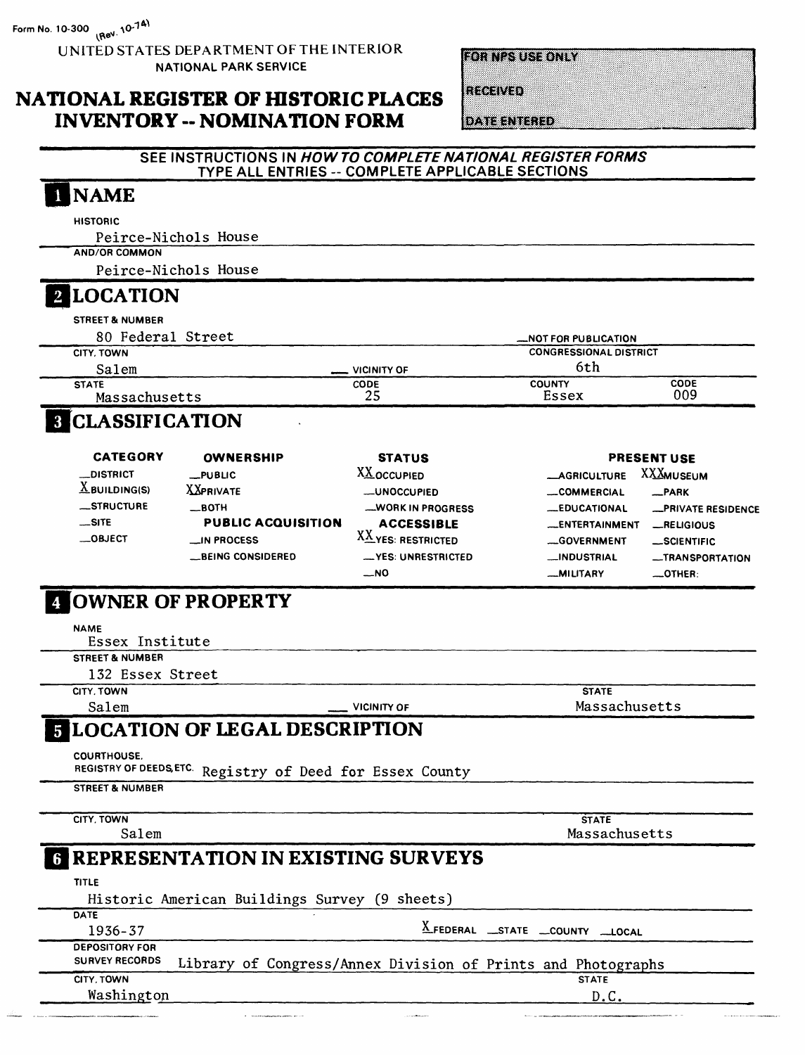Form No. 10-300 (Rev. 10-74)

UNITED STATES DEPARTMENT OF THE INTERIOR
NATIONAL PARK SERVICE

# NATIONAL REGISTER OF HISTORIC PLACES INVENTORY -- NOMINATION FORM

| FOR NPS USE ONLY |
|---|
| RECEIVED |
| DATE ENTERED |

SEE INSTRUCTIONS IN *HOW TO COMPLETE NATIONAL REGISTER FORMS*
TYPE ALL ENTRIES -- COMPLETE APPLICABLE SECTIONS

## 1 NAME

HISTORIC
Peirce-Nichols House

AND/OR COMMON
Peirce-Nichols House

## 2 LOCATION

STREET & NUMBER
80 Federal Street

__NOT FOR PUBLICATION

CITY, TOWN
Salem

__ VICINITY OF

CONGRESSIONAL DISTRICT
6th

| STATE | CODE | COUNTY | CODE |
|---|---|---|---|
| Massachusetts | 25 | Essex | 009 |

## 3 CLASSIFICATION

| CATEGORY | OWNERSHIP | STATUS | PRESENT USE | |
|---|---|---|---|---|
| __DISTRICT | __PUBLIC | XX OCCUPIED | __AGRICULTURE | XXX MUSEUM |
| X BUILDING(S) | XX PRIVATE | __UNOCCUPIED | __COMMERCIAL | __PARK |
| __STRUCTURE | __BOTH | __WORK IN PROGRESS | __EDUCATIONAL | __PRIVATE RESIDENCE |
| __SITE | **PUBLIC ACQUISITION** | **ACCESSIBLE** | __ENTERTAINMENT | __RELIGIOUS |
| __OBJECT | __IN PROCESS | XX YES: RESTRICTED | __GOVERNMENT | __SCIENTIFIC |
| | __BEING CONSIDERED | __YES: UNRESTRICTED | __INDUSTRIAL | __TRANSPORTATION |
| | | __NO | __MILITARY | __OTHER: |

## 4 OWNER OF PROPERTY

NAME
Essex Institute

STREET & NUMBER
132 Essex Street

CITY, TOWN
Salem

__ VICINITY OF

STATE
Massachusetts

## 5 LOCATION OF LEGAL DESCRIPTION

COURTHOUSE,
REGISTRY OF DEEDS, ETC. Registry of Deed for Essex County

STREET & NUMBER

CITY, TOWN
Salem

STATE
Massachusetts

## 6 REPRESENTATION IN EXISTING SURVEYS

TITLE
Historic American Buildings Survey (9 sheets)

DATE
1936-37

X FEDERAL __STATE __COUNTY __LOCAL

DEPOSITORY FOR SURVEY RECORDS Library of Congress/Annex Division of Prints and Photographs

CITY, TOWN
Washington

STATE
D.C.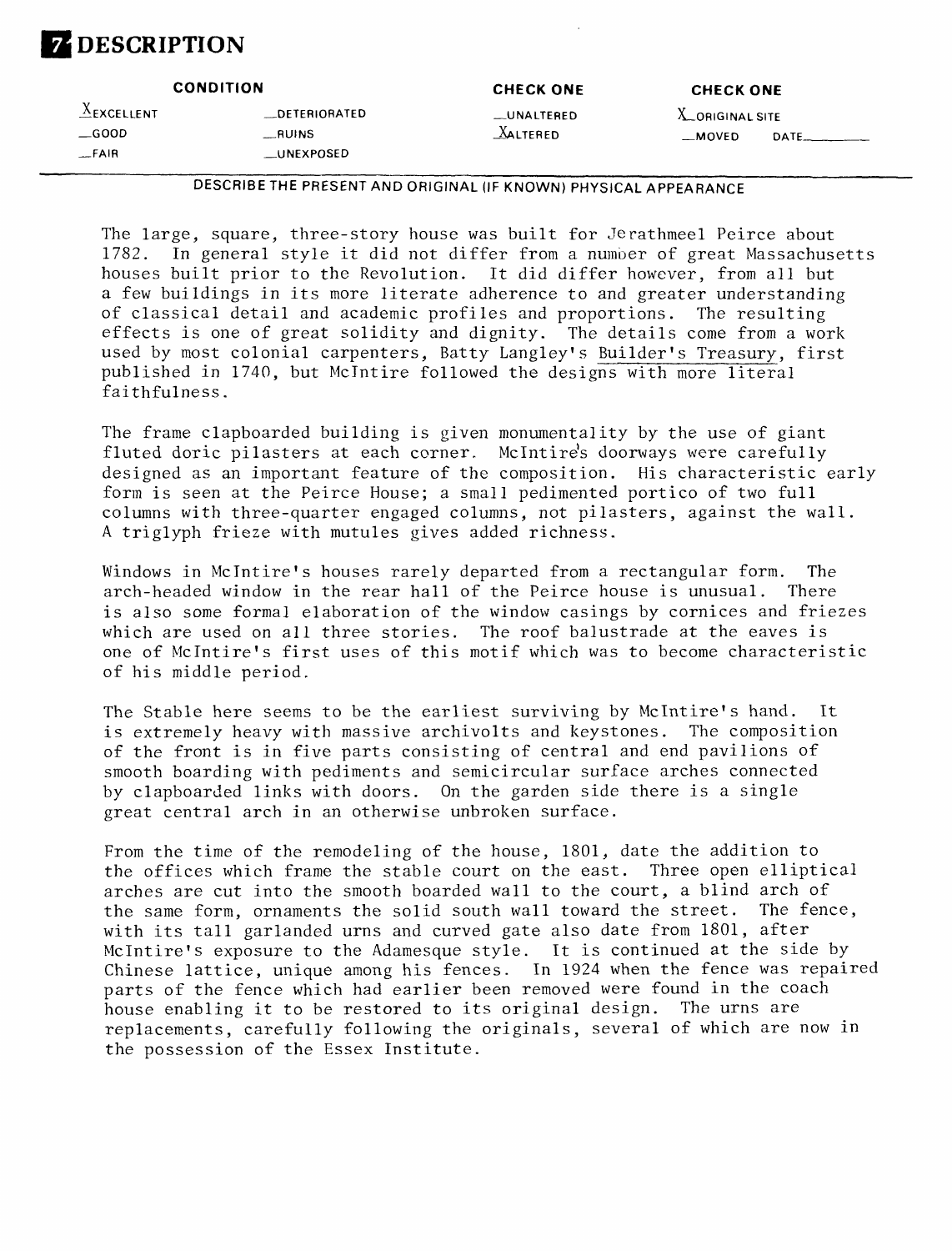# 7 DESCRIPTION

| CONDITION | | CHECK ONE | CHECK ONE |
|---|---|---|---|
| X EXCELLENT | __DETERIORATED | __UNALTERED | X ORIGINAL SITE |
| __GOOD | __RUINS | X ALTERED | __MOVED DATE______ |
| __FAIR | __UNEXPOSED | | |

DESCRIBE THE PRESENT AND ORIGINAL (IF KNOWN) PHYSICAL APPEARANCE

The large, square, three-story house was built for Jerathmeel Peirce about 1782. In general style it did not differ from a number of great Massachusetts houses built prior to the Revolution. It did differ however, from all but a few buildings in its more literate adherence to and greater understanding of classical detail and academic profiles and proportions. The resulting effects is one of great solidity and dignity. The details come from a work used by most colonial carpenters, Batty Langley's Builder's Treasury, first published in 1740, but McIntire followed the designs with more literal faithfulness.

The frame clapboarded building is given monumentality by the use of giant fluted doric pilasters at each corner. McIntire's doorways were carefully designed as an important feature of the composition. His characteristic early form is seen at the Peirce House; a small pedimented portico of two full columns with three-quarter engaged columns, not pilasters, against the wall. A triglyph frieze with mutules gives added richness.

Windows in McIntire's houses rarely departed from a rectangular form. The arch-headed window in the rear hall of the Peirce house is unusual. There is also some formal elaboration of the window casings by cornices and friezes which are used on all three stories. The roof balustrade at the eaves is one of McIntire's first uses of this motif which was to become characteristic of his middle period.

The Stable here seems to be the earliest surviving by McIntire's hand. It is extremely heavy with massive archivolts and keystones. The composition of the front is in five parts consisting of central and end pavilions of smooth boarding with pediments and semicircular surface arches connected by clapboarded links with doors. On the garden side there is a single great central arch in an otherwise unbroken surface.

From the time of the remodeling of the house, 1801, date the addition to the offices which frame the stable court on the east. Three open elliptical arches are cut into the smooth boarded wall to the court, a blind arch of the same form, ornaments the solid south wall toward the street. The fence, with its tall garlanded urns and curved gate also date from 1801, after McIntire's exposure to the Adamesque style. It is continued at the side by Chinese lattice, unique among his fences. In 1924 when the fence was repaired parts of the fence which had earlier been removed were found in the coach house enabling it to be restored to its original design. The urns are replacements, carefully following the originals, several of which are now in the possession of the Essex Institute.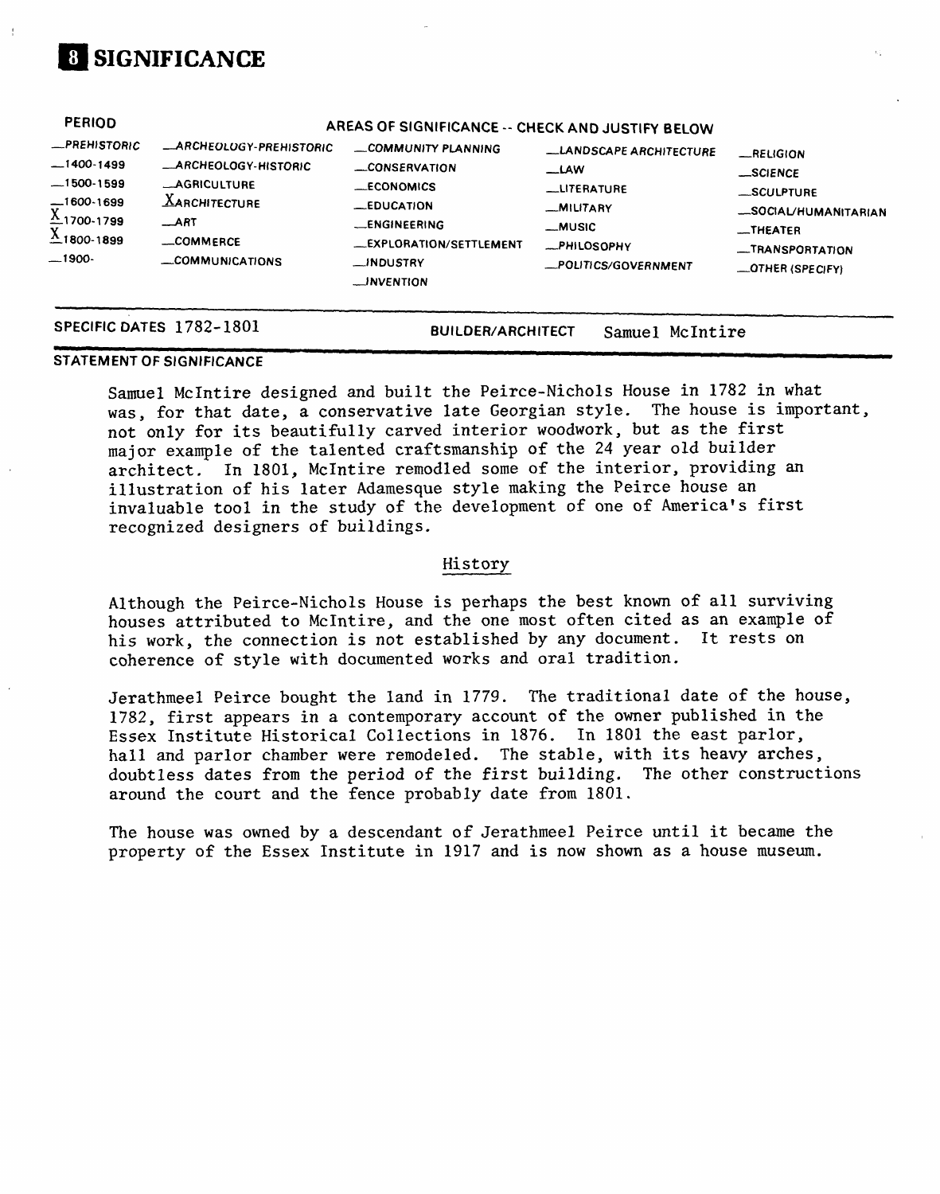# 8 SIGNIFICANCE

| PERIOD | AREAS OF SIGNIFICANCE -- CHECK AND JUSTIFY BELOW | | | |
|---|---|---|---|---|
| __PREHISTORIC | __ARCHEOLOGY-PREHISTORIC | __COMMUNITY PLANNING | __LANDSCAPE ARCHITECTURE | __RELIGION |
| __1400-1499 | __ARCHEOLOGY-HISTORIC | __CONSERVATION | __LAW | __SCIENCE |
| __1500-1599 | __AGRICULTURE | __ECONOMICS | __LITERATURE | __SCULPTURE |
| __1600-1699 | X ARCHITECTURE | __EDUCATION | __MILITARY | __SOCIAL/HUMANITARIAN |
| X 1700-1799 | __ART | __ENGINEERING | __MUSIC | __THEATER |
| X 1800-1899 | __COMMERCE | __EXPLORATION/SETTLEMENT | __PHILOSOPHY | __TRANSPORTATION |
| __1900- | __COMMUNICATIONS | __INDUSTRY | __POLITICS/GOVERNMENT | __OTHER (SPECIFY) |
| | | __INVENTION | | |

SPECIFIC DATES 1782-1801 BUILDER/ARCHITECT Samuel McIntire

STATEMENT OF SIGNIFICANCE

Samuel McIntire designed and built the Peirce-Nichols House in 1782 in what was, for that date, a conservative late Georgian style. The house is important, not only for its beautifully carved interior woodwork, but as the first major example of the talented craftsmanship of the 24 year old builder architect. In 1801, McIntire remodled some of the interior, providing an illustration of his later Adamesque style making the Peirce house an invaluable tool in the study of the development of one of America's first recognized designers of buildings.

## History

Although the Peirce-Nichols House is perhaps the best known of all surviving houses attributed to McIntire, and the one most often cited as an example of his work, the connection is not established by any document. It rests on coherence of style with documented works and oral tradition.

Jerathmeel Peirce bought the land in 1779. The traditional date of the house, 1782, first appears in a contemporary account of the owner published in the Essex Institute Historical Collections in 1876. In 1801 the east parlor, hall and parlor chamber were remodeled. The stable, with its heavy arches, doubtless dates from the period of the first building. The other constructions around the court and the fence probably date from 1801.

The house was owned by a descendant of Jerathmeel Peirce until it became the property of the Essex Institute in 1917 and is now shown as a house museum.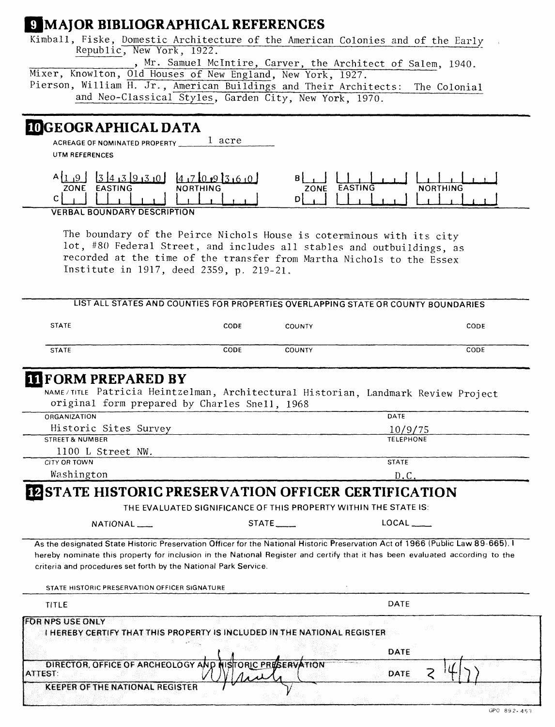## 9 MAJOR BIBLIOGRAPHICAL REFERENCES

Kimball, Fiske, Domestic Architecture of the American Colonies and of the Early Republic, New York, 1922.

_______________, Mr. Samuel McIntire, Carver, the Architect of Salem, 1940.

Mixer, Knowlton, Old Houses of New England, New York, 1927.

Pierson, William H. Jr., American Buildings and Their Architects: The Colonial and Neo-Classical Styles, Garden City, New York, 1970.

## 10 GEOGRAPHICAL DATA

ACREAGE OF NOMINATED PROPERTY 1 acre

UTM REFERENCES

| | ZONE | EASTING | NORTHING |
|---|---|---|---|
| A | 19 | 343930 | 4709360 |
| B | | | |
| C | | | |
| D | | | |

VERBAL BOUNDARY DESCRIPTION

The boundary of the Peirce Nichols House is coterminous with its city lot, #80 Federal Street, and includes all stables and outbuildings, as recorded at the time of the transfer from Martha Nichols to the Essex Institute in 1917, deed 2359, p. 219-21.

LIST ALL STATES AND COUNTIES FOR PROPERTIES OVERLAPPING STATE OR COUNTY BOUNDARIES

| STATE | CODE | COUNTY | CODE |
|---|---|---|---|
| STATE | CODE | COUNTY | CODE |

## 11 FORM PREPARED BY

NAME / TITLE Patricia Heintzelman, Architectural Historian, Landmark Review Project
original form prepared by Charles Snell, 1968

ORGANIZATION Historic Sites Survey — DATE 10/9/75

STREET & NUMBER 1100 L Street NW. — TELEPHONE

CITY OR TOWN Washington — STATE D.C.

## 12 STATE HISTORIC PRESERVATION OFFICER CERTIFICATION

THE EVALUATED SIGNIFICANCE OF THIS PROPERTY WITHIN THE STATE IS:

NATIONAL ___ STATE ___ LOCAL ___

As the designated State Historic Preservation Officer for the National Historic Preservation Act of 1966 (Public Law 89-665), I hereby nominate this property for inclusion in the National Register and certify that it has been evaluated according to the criteria and procedures set forth by the National Park Service.

STATE HISTORIC PRESERVATION OFFICER SIGNATURE

TITLE — DATE

FOR NPS USE ONLY

I HEREBY CERTIFY THAT THIS PROPERTY IS INCLUDED IN THE NATIONAL REGISTER

DIRECTOR, OFFICE OF ARCHEOLOGY AND HISTORIC PRESERVATION — DATE

ATTEST: — DATE 2/4/77

KEEPER OF THE NATIONAL REGISTER

GPO 892-453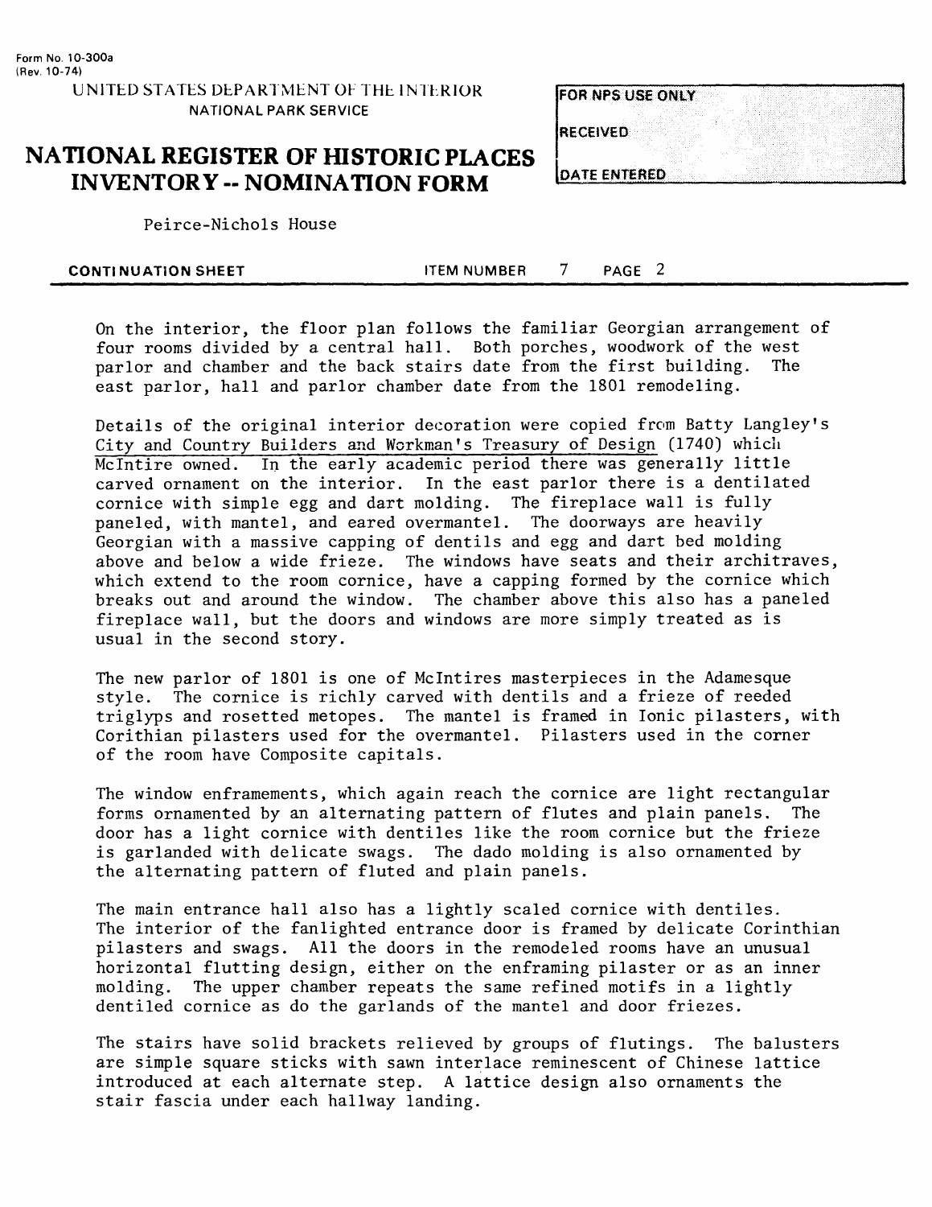Peirce-Nichols House

CONTINUATION SHEET ITEM NUMBER 7 PAGE 2

On the interior, the floor plan follows the familiar Georgian arrangement of four rooms divided by a central hall. Both porches, woodwork of the west parlor and chamber and the back stairs date from the first building. The east parlor, hall and parlor chamber date from the 1801 remodeling.

Details of the original interior decoration were copied from Batty Langley's City and Country Builders and Workman's Treasury of Design (1740) which McIntire owned. In the early academic period there was generally little carved ornament on the interior. In the east parlor there is a dentilated cornice with simple egg and dart molding. The fireplace wall is fully paneled, with mantel, and eared overmantel. The doorways are heavily Georgian with a massive capping of dentils and egg and dart bed molding above and below a wide frieze. The windows have seats and their architraves, which extend to the room cornice, have a capping formed by the cornice which breaks out and around the window. The chamber above this also has a paneled fireplace wall, but the doors and windows are more simply treated as is usual in the second story.

The new parlor of 1801 is one of McIntires masterpieces in the Adamesque style. The cornice is richly carved with dentils and a frieze of reeded triglyps and rosetted metopes. The mantel is framed in Ionic pilasters, with Corithian pilasters used for the overmantel. Pilasters used in the corner of the room have Composite capitals.

The window enframements, which again reach the cornice are light rectangular forms ornamented by an alternating pattern of flutes and plain panels. The door has a light cornice with dentiles like the room cornice but the frieze is garlanded with delicate swags. The dado molding is also ornamented by the alternating pattern of fluted and plain panels.

The main entrance hall also has a lightly scaled cornice with dentiles. The interior of the fanlighted entrance door is framed by delicate Corinthian pilasters and swags. All the doors in the remodeled rooms have an unusual horizontal flutting design, either on the enframing pilaster or as an inner molding. The upper chamber repeats the same refined motifs in a lightly dentiled cornice as do the garlands of the mantel and door friezes.

The stairs have solid brackets relieved by groups of flutings. The balusters are simple square sticks with sawn interlace reminescent of Chinese lattice introduced at each alternate step. A lattice design also ornaments the stair fascia under each hallway landing.